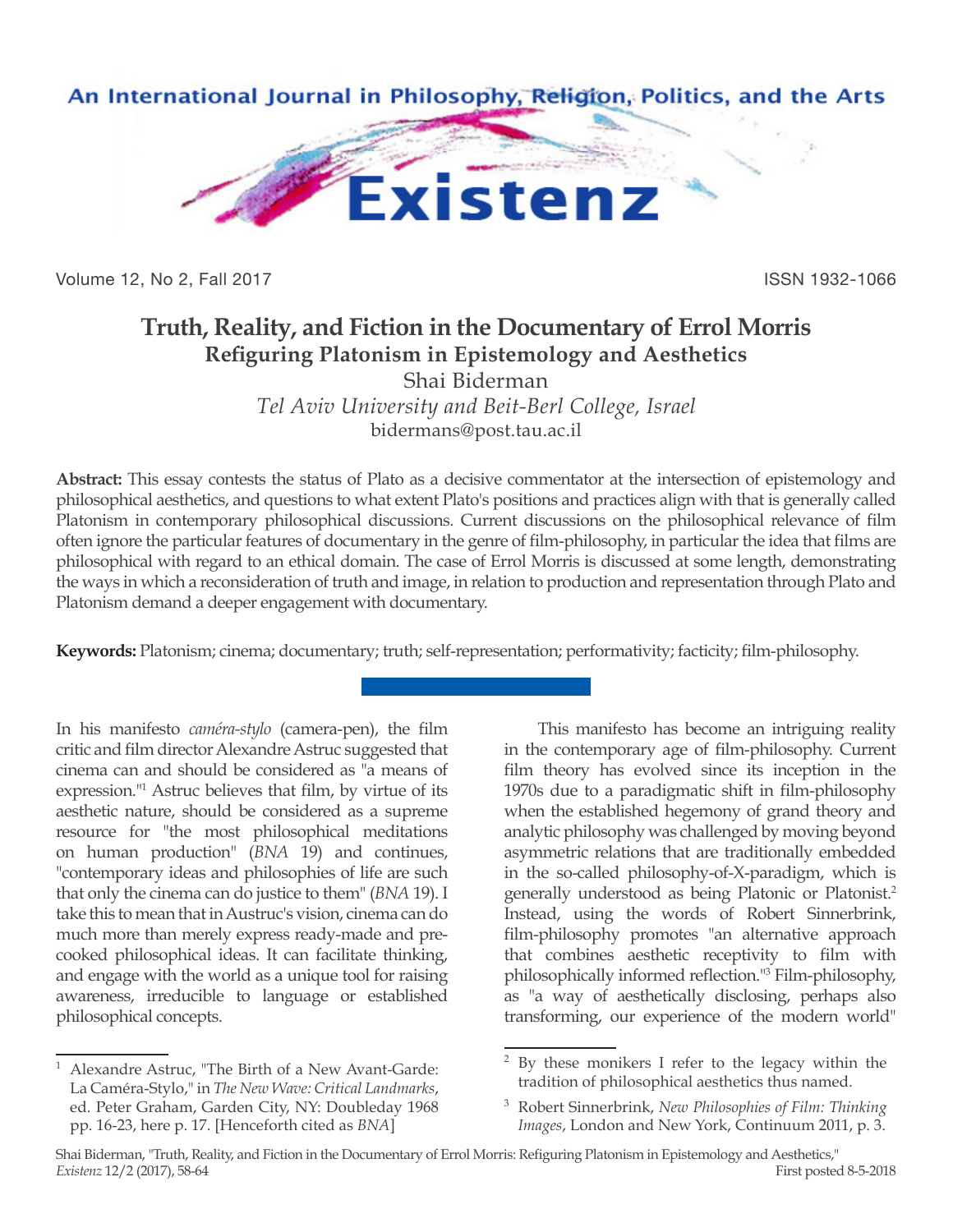# Truth, Reality, and Fiction in the Documentary of Errol Morris

## Refiguring Platonism in Epistemology and Aesthetics

Shai Biderman

*Tel Aviv University and Beit-Berl College, Israel*

bidermans@post.tau.ac.il

**Abstract:** This essay contests the status of Plato as a decisive commentator at the intersection of epistemology and philosophical aesthetics, and questions to what extent Plato's positions and practices align with that is generally called Platonism in contemporary philosophical discussions. Current discussions on the philosophical relevance of film often ignore the particular features of documentary in the genre of film-philosophy, in particular the idea that films are philosophical with regard to an ethical domain. The case of Errol Morris is discussed at some length, demonstrating the ways in which a reconsideration of truth and image, in relation to production and representation through Plato and Platonism demand a deeper engagement with documentary.

**Keywords:** Platonism; cinema; documentary; truth; self-representation; performativity; facticity; film-philosophy.

In his manifesto *caméra-stylo* (camera-pen), the film critic and film director Alexandre Astruc suggested that cinema can and should be considered as "a means of expression."[1] Astruc believes that film, by virtue of its aesthetic nature, should be considered as a supreme resource for "the most philosophical meditations on human production" (*BNA* 19) and continues, "contemporary ideas and philosophies of life are such that only the cinema can do justice to them" (*BNA* 19). I take this to mean that in Austruc's vision, cinema can do much more than merely express ready-made and pre-cooked philosophical ideas. It can facilitate thinking, and engage with the world as a unique tool for raising awareness, irreducible to language or established philosophical concepts.

This manifesto has become an intriguing reality in the contemporary age of film-philosophy. Current film theory has evolved since its inception in the 1970s due to a paradigmatic shift in film-philosophy when the established hegemony of grand theory and analytic philosophy was challenged by moving beyond asymmetric relations that are traditionally embedded in the so-called philosophy-of-X-paradigm, which is generally understood as being Platonic or Platonist.[2] Instead, using the words of Robert Sinnerbrink, film-philosophy promotes "an alternative approach that combines aesthetic receptivity to film with philosophically informed reflection."[3] Film-philosophy, as "a way of aesthetically disclosing, perhaps also transforming, our experience of the modern world"

[1] Alexandre Astruc, "The Birth of a New Avant-Garde: La Caméra-Stylo," in *The New Wave: Critical Landmarks*, ed. Peter Graham, Garden City, NY: Doubleday 1968 pp. 16-23, here p. 17. [Henceforth cited as *BNA*]

[2] By these monikers I refer to the legacy within the tradition of philosophical aesthetics thus named.

[3] Robert Sinnerbrink, *New Philosophies of Film: Thinking Images*, London and New York, Continuum 2011, p. 3.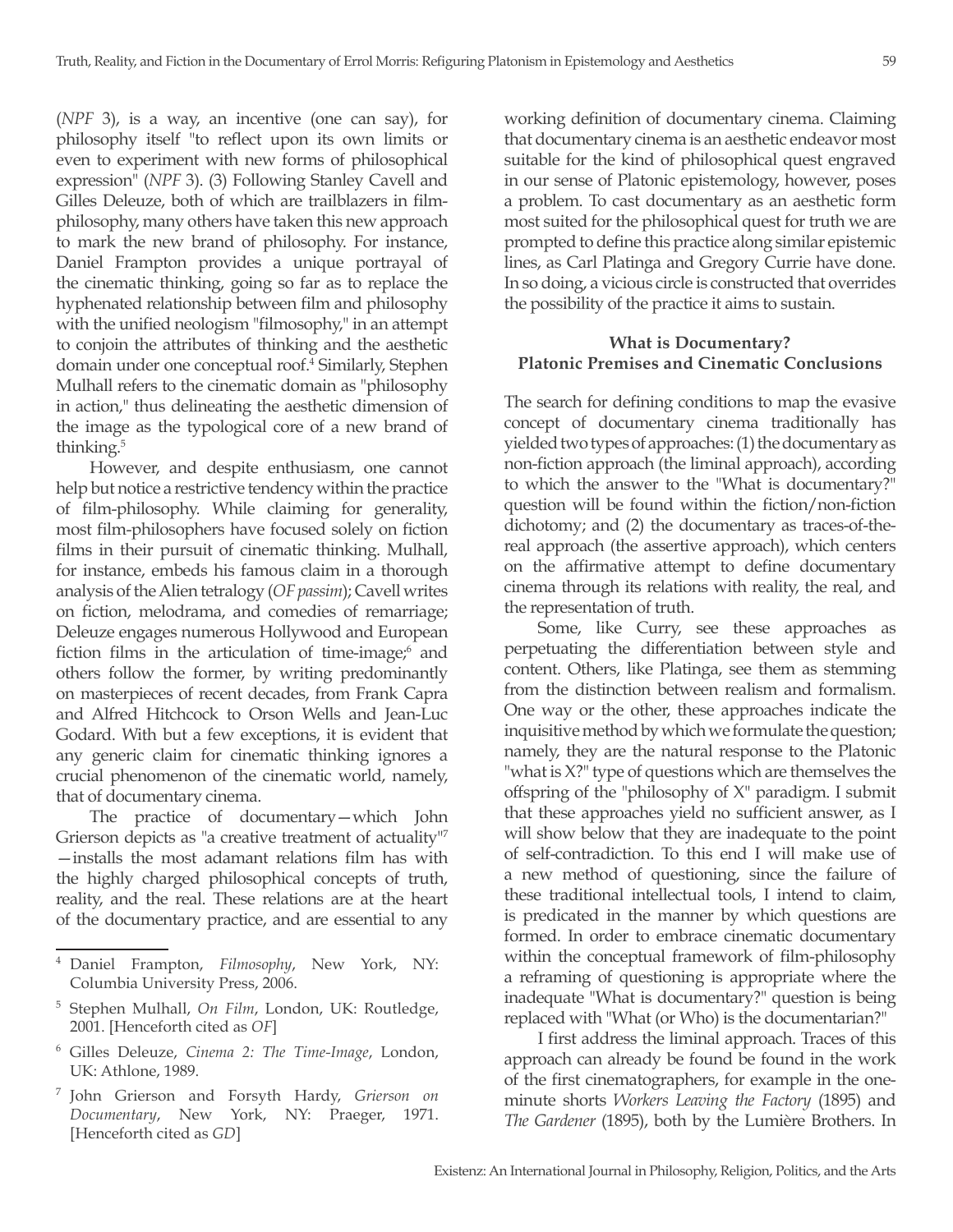(*NPF* 3), is a way, an incentive (one can say), for philosophy itself "to reflect upon its own limits or even to experiment with new forms of philosophical expression" (*NPF* 3). (3) Following Stanley Cavell and Gilles Deleuze, both of which are trailblazers in film-philosophy, many others have taken this new approach to mark the new brand of philosophy. For instance, Daniel Frampton provides a unique portrayal of the cinematic thinking, going so far as to replace the hyphenated relationship between film and philosophy with the unified neologism "filmosophy," in an attempt to conjoin the attributes of thinking and the aesthetic domain under one conceptual roof.[4] Similarly, Stephen Mulhall refers to the cinematic domain as "philosophy in action," thus delineating the aesthetic dimension of the image as the typological core of a new brand of thinking.[5]

However, and despite enthusiasm, one cannot help but notice a restrictive tendency within the practice of film-philosophy. While claiming for generality, most film-philosophers have focused solely on fiction films in their pursuit of cinematic thinking. Mulhall, for instance, embeds his famous claim in a thorough analysis of the Alien tetralogy (*OF passim*); Cavell writes on fiction, melodrama, and comedies of remarriage; Deleuze engages numerous Hollywood and European fiction films in the articulation of time-image;[6] and others follow the former, by writing predominantly on masterpieces of recent decades, from Frank Capra and Alfred Hitchcock to Orson Wells and Jean-Luc Godard. With but a few exceptions, it is evident that any generic claim for cinematic thinking ignores a crucial phenomenon of the cinematic world, namely, that of documentary cinema.

The practice of documentary—which John Grierson depicts as "a creative treatment of actuality"[7] —installs the most adamant relations film has with the highly charged philosophical concepts of truth, reality, and the real. These relations are at the heart of the documentary practice, and are essential to any working definition of documentary cinema. Claiming that documentary cinema is an aesthetic endeavor most suitable for the kind of philosophical quest engraved in our sense of Platonic epistemology, however, poses a problem. To cast documentary as an aesthetic form most suited for the philosophical quest for truth we are prompted to define this practice along similar epistemic lines, as Carl Platinga and Gregory Currie have done. In so doing, a vicious circle is constructed that overrides the possibility of the practice it aims to sustain.

## What is Documentary? Platonic Premises and Cinematic Conclusions

The search for defining conditions to map the evasive concept of documentary cinema traditionally has yielded two types of approaches: (1) the documentary as non-fiction approach (the liminal approach), according to which the answer to the "What is documentary?" question will be found within the fiction/non-fiction dichotomy; and (2) the documentary as traces-of-the-real approach (the assertive approach), which centers on the affirmative attempt to define documentary cinema through its relations with reality, the real, and the representation of truth.

Some, like Curry, see these approaches as perpetuating the differentiation between style and content. Others, like Platinga, see them as stemming from the distinction between realism and formalism. One way or the other, these approaches indicate the inquisitive method by which we formulate the question; namely, they are the natural response to the Platonic "what is X?" type of questions which are themselves the offspring of the "philosophy of X" paradigm. I submit that these approaches yield no sufficient answer, as I will show below that they are inadequate to the point of self-contradiction. To this end I will make use of a new method of questioning, since the failure of these traditional intellectual tools, I intend to claim, is predicated in the manner by which questions are formed. In order to embrace cinematic documentary within the conceptual framework of film-philosophy a reframing of questioning is appropriate where the inadequate "What is documentary?" question is being replaced with "What (or Who) is the documentarian?"

I first address the liminal approach. Traces of this approach can already be found be found in the work of the first cinematographers, for example in the one-minute shorts *Workers Leaving the Factory* (1895) and *The Gardener* (1895), both by the Lumière Brothers. In

---

[4] Daniel Frampton, *Filmosophy*, New York, NY: Columbia University Press, 2006.

[5] Stephen Mulhall, *On Film*, London, UK: Routledge, 2001. [Henceforth cited as *OF*]

[6] Gilles Deleuze, *Cinema 2: The Time-Image*, London, UK: Athlone, 1989.

[7] John Grierson and Forsyth Hardy, *Grierson on Documentary*, New York, NY: Praeger, 1971. [Henceforth cited as *GD*]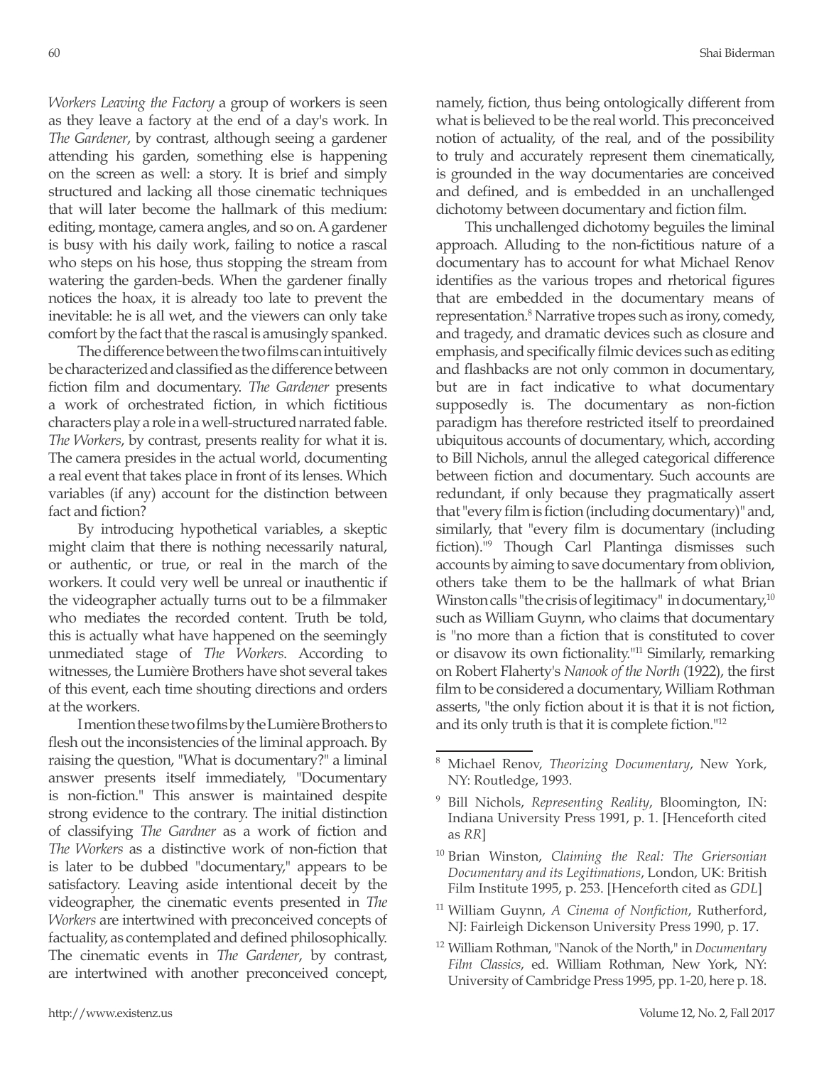*Workers Leaving the Factory* a group of workers is seen as they leave a factory at the end of a day's work. In *The Gardener*, by contrast, although seeing a gardener attending his garden, something else is happening on the screen as well: a story. It is brief and simply structured and lacking all those cinematic techniques that will later become the hallmark of this medium: editing, montage, camera angles, and so on. A gardener is busy with his daily work, failing to notice a rascal who steps on his hose, thus stopping the stream from watering the garden-beds. When the gardener finally notices the hoax, it is already too late to prevent the inevitable: he is all wet, and the viewers can only take comfort by the fact that the rascal is amusingly spanked.

The difference between the two films can intuitively be characterized and classified as the difference between fiction film and documentary. *The Gardener* presents a work of orchestrated fiction, in which fictitious characters play a role in a well-structured narrated fable. *The Workers*, by contrast, presents reality for what it is. The camera presides in the actual world, documenting a real event that takes place in front of its lenses. Which variables (if any) account for the distinction between fact and fiction?

By introducing hypothetical variables, a skeptic might claim that there is nothing necessarily natural, or authentic, or true, or real in the march of the workers. It could very well be unreal or inauthentic if the videographer actually turns out to be a filmmaker who mediates the recorded content. Truth be told, this is actually what have happened on the seemingly unmediated stage of *The Workers*. According to witnesses, the Lumière Brothers have shot several takes of this event, each time shouting directions and orders at the workers.

I mention these two films by the Lumière Brothers to flesh out the inconsistencies of the liminal approach. By raising the question, "What is documentary?" a liminal answer presents itself immediately, "Documentary is non-fiction." This answer is maintained despite strong evidence to the contrary. The initial distinction of classifying *The Gardner* as a work of fiction and *The Workers* as a distinctive work of non-fiction that is later to be dubbed "documentary," appears to be satisfactory. Leaving aside intentional deceit by the videographer, the cinematic events presented in *The Workers* are intertwined with preconceived concepts of factuality, as contemplated and defined philosophically. The cinematic events in *The Gardener*, by contrast, are intertwined with another preconceived concept, namely, fiction, thus being ontologically different from what is believed to be the real world. This preconceived notion of actuality, of the real, and of the possibility to truly and accurately represent them cinematically, is grounded in the way documentaries are conceived and defined, and is embedded in an unchallenged dichotomy between documentary and fiction film.

This unchallenged dichotomy beguiles the liminal approach. Alluding to the non-fictitious nature of a documentary has to account for what Michael Renov identifies as the various tropes and rhetorical figures that are embedded in the documentary means of representation.[8] Narrative tropes such as irony, comedy, and tragedy, and dramatic devices such as closure and emphasis, and specifically filmic devices such as editing and flashbacks are not only common in documentary, but are in fact indicative to what documentary supposedly is. The documentary as non-fiction paradigm has therefore restricted itself to preordained ubiquitous accounts of documentary, which, according to Bill Nichols, annul the alleged categorical difference between fiction and documentary. Such accounts are redundant, if only because they pragmatically assert that "every film is fiction (including documentary)" and, similarly, that "every film is documentary (including fiction)."[9] Though Carl Plantinga dismisses such accounts by aiming to save documentary from oblivion, others take them to be the hallmark of what Brian Winston calls "the crisis of legitimacy" in documentary,[10] such as William Guynn, who claims that documentary is "no more than a fiction that is constituted to cover or disavow its own fictionality."[11] Similarly, remarking on Robert Flaherty's *Nanook of the North* (1922), the first film to be considered a documentary, William Rothman asserts, "the only fiction about it is that it is not fiction, and its only truth is that it is complete fiction."[12]

---

[8] Michael Renov, *Theorizing Documentary*, New York, NY: Routledge, 1993.

[9] Bill Nichols, *Representing Reality*, Bloomington, IN: Indiana University Press 1991, p. 1. [Henceforth cited as *RR*]

[10] Brian Winston, *Claiming the Real: The Griersonian Documentary and its Legitimations*, London, UK: British Film Institute 1995, p. 253. [Henceforth cited as *GDL*]

[11] William Guynn, *A Cinema of Nonfiction*, Rutherford, NJ: Fairleigh Dickenson University Press 1990, p. 17.

[12] William Rothman, "Nanok of the North," in *Documentary Film Classics*, ed. William Rothman, New York, NY: University of Cambridge Press 1995, pp. 1-20, here p. 18.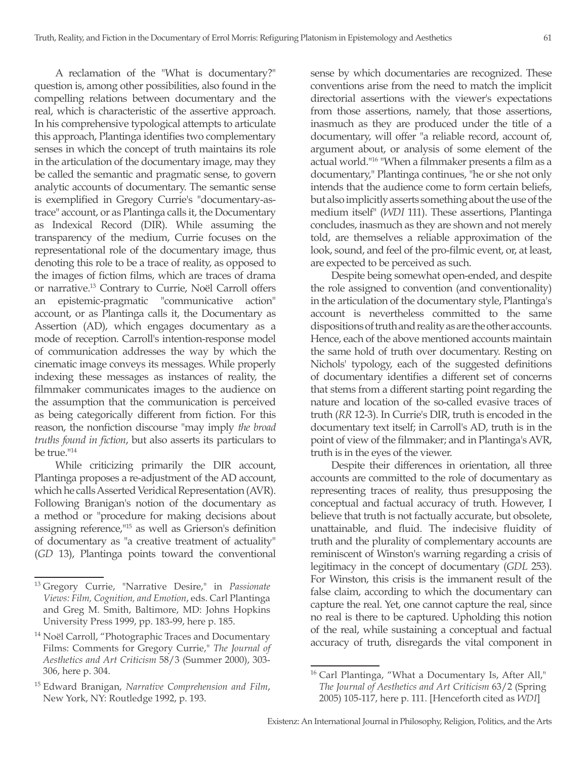A reclamation of the "What is documentary?" question is, among other possibilities, also found in the compelling relations between documentary and the real, which is characteristic of the assertive approach. In his comprehensive typological attempts to articulate this approach, Plantinga identifies two complementary senses in which the concept of truth maintains its role in the articulation of the documentary image, may they be called the semantic and pragmatic sense, to govern analytic accounts of documentary. The semantic sense is exemplified in Gregory Currie's "documentary-as-trace" account, or as Plantinga calls it, the Documentary as Indexical Record (DIR). While assuming the transparency of the medium, Currie focuses on the representational role of the documentary image, thus denoting this role to be a trace of reality, as opposed to the images of fiction films, which are traces of drama or narrative.[13] Contrary to Currie, Noël Carroll offers an epistemic-pragmatic "communicative action" account, or as Plantinga calls it, the Documentary as Assertion (AD), which engages documentary as a mode of reception. Carroll's intention-response model of communication addresses the way by which the cinematic image conveys its messages. While properly indexing these messages as instances of reality, the filmmaker communicates images to the audience on the assumption that the communication is perceived as being categorically different from fiction. For this reason, the nonfiction discourse "may imply *the broad truths found in fiction*, but also asserts its particulars to be true."[14]

While criticizing primarily the DIR account, Plantinga proposes a re-adjustment of the AD account, which he calls Asserted Veridical Representation (AVR). Following Branigan's notion of the documentary as a method or "procedure for making decisions about assigning reference,"[15] as well as Grierson's definition of documentary as "a creative treatment of actuality" (*GD* 13), Plantinga points toward the conventional sense by which documentaries are recognized. These conventions arise from the need to match the implicit directorial assertions with the viewer's expectations from those assertions, namely, that those assertions, inasmuch as they are produced under the title of a documentary, will offer "a reliable record, account of, argument about, or analysis of some element of the actual world."[16] "When a filmmaker presents a film as a documentary," Plantinga continues, "he or she not only intends that the audience come to form certain beliefs, but also implicitly asserts something about the use of the medium itself" (*WDI* 111). These assertions, Plantinga concludes, inasmuch as they are shown and not merely told, are themselves a reliable approximation of the look, sound, and feel of the pro-filmic event, or, at least, are expected to be perceived as such.

Despite being somewhat open-ended, and despite the role assigned to convention (and conventionality) in the articulation of the documentary style, Plantinga's account is nevertheless committed to the same dispositions of truth and reality as are the other accounts. Hence, each of the above mentioned accounts maintain the same hold of truth over documentary. Resting on Nichols' typology, each of the suggested definitions of documentary identifies a different set of concerns that stems from a different starting point regarding the nature and location of the so-called evasive traces of truth (*RR* 12-3). In Currie's DIR, truth is encoded in the documentary text itself; in Carroll's AD, truth is in the point of view of the filmmaker; and in Plantinga's AVR, truth is in the eyes of the viewer.

Despite their differences in orientation, all three accounts are committed to the role of documentary as representing traces of reality, thus presupposing the conceptual and factual accuracy of truth. However, I believe that truth is not factually accurate, but obsolete, unattainable, and fluid. The indecisive fluidity of truth and the plurality of complementary accounts are reminiscent of Winston's warning regarding a crisis of legitimacy in the concept of documentary (*GDL* 253). For Winston, this crisis is the immanent result of the false claim, according to which the documentary can capture the real. Yet, one cannot capture the real, since no real is there to be captured. Upholding this notion of the real, while sustaining a conceptual and factual accuracy of truth, disregards the vital component in

---

[13] Gregory Currie, "Narrative Desire," in *Passionate Views: Film, Cognition, and Emotion*, eds. Carl Plantinga and Greg M. Smith, Baltimore, MD: Johns Hopkins University Press 1999, pp. 183-99, here p. 185.

[14] Noël Carroll, "Photographic Traces and Documentary Films: Comments for Gregory Currie," *The Journal of Aesthetics and Art Criticism* 58/3 (Summer 2000), 303-306, here p. 304.

[15] Edward Branigan, *Narrative Comprehension and Film*, New York, NY: Routledge 1992, p. 193.

[16] Carl Plantinga, "What a Documentary Is, After All," *The Journal of Aesthetics and Art Criticism* 63/2 (Spring 2005) 105-117, here p. 111. [Henceforth cited as *WDI*]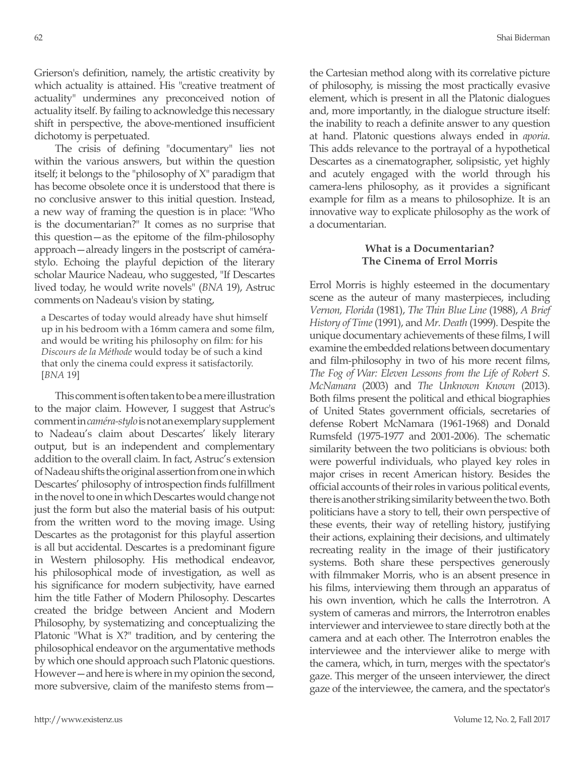Grierson's definition, namely, the artistic creativity by which actuality is attained. His "creative treatment of actuality" undermines any preconceived notion of actuality itself. By failing to acknowledge this necessary shift in perspective, the above-mentioned insufficient dichotomy is perpetuated.

The crisis of defining "documentary" lies not within the various answers, but within the question itself; it belongs to the "philosophy of X" paradigm that has become obsolete once it is understood that there is no conclusive answer to this initial question. Instead, a new way of framing the question is in place: "Who is the documentarian?" It comes as no surprise that this question—as the epitome of the film-philosophy approach—already lingers in the postscript of caméra-stylo. Echoing the playful depiction of the literary scholar Maurice Nadeau, who suggested, "If Descartes lived today, he would write novels" (*BNA* 19), Astruc comments on Nadeau's vision by stating,

> a Descartes of today would already have shut himself up in his bedroom with a 16mm camera and some film, and would be writing his philosophy on film: for his *Discours de la Méthode* would today be of such a kind that only the cinema could express it satisfactorily. [*BNA* 19]

This comment is often taken to be a mere illustration to the major claim. However, I suggest that Astruc's comment in *caméra-stylo* is not an exemplary supplement to Nadeau's claim about Descartes' likely literary output, but is an independent and complementary addition to the overall claim. In fact, Astruc's extension of Nadeau shifts the original assertion from one in which Descartes' philosophy of introspection finds fulfillment in the novel to one in which Descartes would change not just the form but also the material basis of his output: from the written word to the moving image. Using Descartes as the protagonist for this playful assertion is all but accidental. Descartes is a predominant figure in Western philosophy. His methodical endeavor, his philosophical mode of investigation, as well as his significance for modern subjectivity, have earned him the title Father of Modern Philosophy. Descartes created the bridge between Ancient and Modern Philosophy, by systematizing and conceptualizing the Platonic "What is X?" tradition, and by centering the philosophical endeavor on the argumentative methods by which one should approach such Platonic questions. However—and here is where in my opinion the second, more subversive, claim of the manifesto stems from—the Cartesian method along with its correlative picture of philosophy, is missing the most practically evasive element, which is present in all the Platonic dialogues and, more importantly, in the dialogue structure itself: the inability to reach a definite answer to any question at hand. Platonic questions always ended in *aporia.* This adds relevance to the portrayal of a hypothetical Descartes as a cinematographer, solipsistic, yet highly and acutely engaged with the world through his camera-lens philosophy, as it provides a significant example for film as a means to philosophize. It is an innovative way to explicate philosophy as the work of a documentarian.

## What is a Documentarian? The Cinema of Errol Morris

Errol Morris is highly esteemed in the documentary scene as the auteur of many masterpieces, including *Vernon, Florida* (1981), *The Thin Blue Line* (1988), *A Brief History of Time* (1991), and *Mr. Death* (1999). Despite the unique documentary achievements of these films, I will examine the embedded relations between documentary and film-philosophy in two of his more recent films, *The Fog of War: Eleven Lessons from the Life of Robert S. McNamara* (2003) and *The Unknown Known* (2013). Both films present the political and ethical biographies of United States government officials, secretaries of defense Robert McNamara (1961-1968) and Donald Rumsfeld (1975-1977 and 2001-2006). The schematic similarity between the two politicians is obvious: both were powerful individuals, who played key roles in major crises in recent American history. Besides the official accounts of their roles in various political events, there is another striking similarity between the two. Both politicians have a story to tell, their own perspective of these events, their way of retelling history, justifying their actions, explaining their decisions, and ultimately recreating reality in the image of their justificatory systems. Both share these perspectives generously with filmmaker Morris, who is an absent presence in his films, interviewing them through an apparatus of his own invention, which he calls the Interrotron. A system of cameras and mirrors, the Interrotron enables interviewer and interviewee to stare directly both at the camera and at each other. The Interrotron enables the interviewee and the interviewer alike to merge with the camera, which, in turn, merges with the spectator's gaze. This merger of the unseen interviewer, the direct gaze of the interviewee, the camera, and the spectator's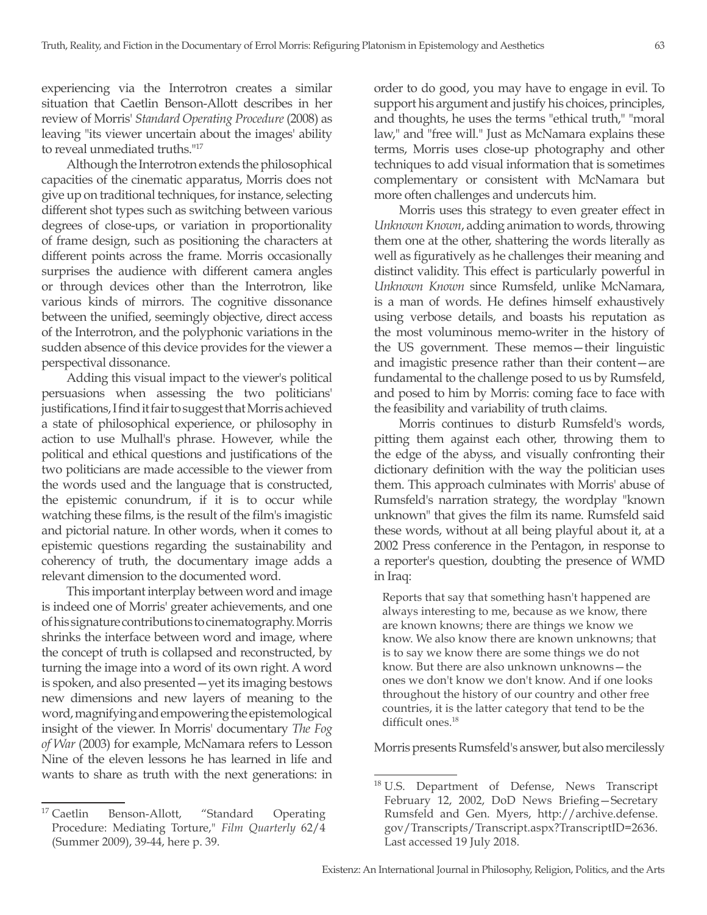experiencing via the Interrotron creates a similar situation that Caetlin Benson-Allott describes in her review of Morris' *Standard Operating Procedure* (2008) as leaving "its viewer uncertain about the images' ability to reveal unmediated truths."[17]

Although the Interrotron extends the philosophical capacities of the cinematic apparatus, Morris does not give up on traditional techniques, for instance, selecting different shot types such as switching between various degrees of close-ups, or variation in proportionality of frame design, such as positioning the characters at different points across the frame. Morris occasionally surprises the audience with different camera angles or through devices other than the Interrotron, like various kinds of mirrors. The cognitive dissonance between the unified, seemingly objective, direct access of the Interrotron, and the polyphonic variations in the sudden absence of this device provides for the viewer a perspectival dissonance.

Adding this visual impact to the viewer's political persuasions when assessing the two politicians' justifications, I find it fair to suggest that Morris achieved a state of philosophical experience, or philosophy in action to use Mulhall's phrase. However, while the political and ethical questions and justifications of the two politicians are made accessible to the viewer from the words used and the language that is constructed, the epistemic conundrum, if it is to occur while watching these films, is the result of the film's imagistic and pictorial nature. In other words, when it comes to epistemic questions regarding the sustainability and coherency of truth, the documentary image adds a relevant dimension to the documented word.

This important interplay between word and image is indeed one of Morris' greater achievements, and one of his signature contributions to cinematography. Morris shrinks the interface between word and image, where the concept of truth is collapsed and reconstructed, by turning the image into a word of its own right. A word is spoken, and also presented—yet its imaging bestows new dimensions and new layers of meaning to the word, magnifying and empowering the epistemological insight of the viewer. In Morris' documentary *The Fog of War* (2003) for example, McNamara refers to Lesson Nine of the eleven lessons he has learned in life and wants to share as truth with the next generations: in order to do good, you may have to engage in evil. To support his argument and justify his choices, principles, and thoughts, he uses the terms "ethical truth," "moral law," and "free will." Just as McNamara explains these terms, Morris uses close-up photography and other techniques to add visual information that is sometimes complementary or consistent with McNamara but more often challenges and undercuts him.

Morris uses this strategy to even greater effect in *Unknown Known*, adding animation to words, throwing them one at the other, shattering the words literally as well as figuratively as he challenges their meaning and distinct validity. This effect is particularly powerful in *Unknown Known* since Rumsfeld, unlike McNamara, is a man of words. He defines himself exhaustively using verbose details, and boasts his reputation as the most voluminous memo-writer in the history of the US government. These memos—their linguistic and imagistic presence rather than their content—are fundamental to the challenge posed to us by Rumsfeld, and posed to him by Morris: coming face to face with the feasibility and variability of truth claims.

Morris continues to disturb Rumsfeld's words, pitting them against each other, throwing them to the edge of the abyss, and visually confronting their dictionary definition with the way the politician uses them. This approach culminates with Morris' abuse of Rumsfeld's narration strategy, the wordplay "known unknown" that gives the film its name. Rumsfeld said these words, without at all being playful about it, at a 2002 Press conference in the Pentagon, in response to a reporter's question, doubting the presence of WMD in Iraq:

> Reports that say that something hasn't happened are always interesting to me, because as we know, there are known knowns; there are things we know we know. We also know there are known unknowns; that is to say we know there are some things we do not know. But there are also unknown unknowns—the ones we don't know we don't know. And if one looks throughout the history of our country and other free countries, it is the latter category that tend to be the difficult ones.[18]

Morris presents Rumsfeld's answer, but also mercilessly

---

[17] Caetlin Benson-Allott, "Standard Operating Procedure: Mediating Torture," *Film Quarterly* 62/4 (Summer 2009), 39-44, here p. 39.

[18] U.S. Department of Defense, News Transcript February 12, 2002, DoD News Briefing—Secretary Rumsfeld and Gen. Myers, http://archive.defense.gov/Transcripts/Transcript.aspx?TranscriptID=2636. Last accessed 19 July 2018.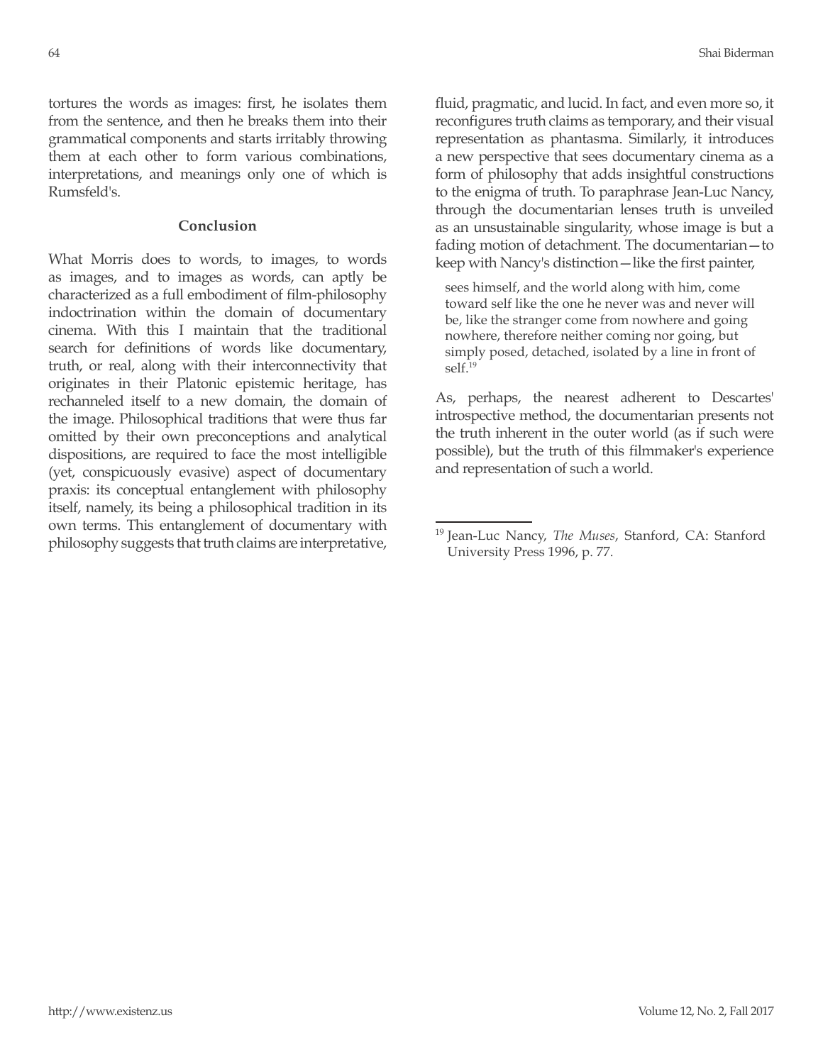tortures the words as images: first, he isolates them from the sentence, and then he breaks them into their grammatical components and starts irritably throwing them at each other to form various combinations, interpretations, and meanings only one of which is Rumsfeld's.

### Conclusion

What Morris does to words, to images, to words as images, and to images as words, can aptly be characterized as a full embodiment of film-philosophy indoctrination within the domain of documentary cinema. With this I maintain that the traditional search for definitions of words like documentary, truth, or real, along with their interconnectivity that originates in their Platonic epistemic heritage, has rechanneled itself to a new domain, the domain of the image. Philosophical traditions that were thus far omitted by their own preconceptions and analytical dispositions, are required to face the most intelligible (yet, conspicuously evasive) aspect of documentary praxis: its conceptual entanglement with philosophy itself, namely, its being a philosophical tradition in its own terms. This entanglement of documentary with philosophy suggests that truth claims are interpretative, fluid, pragmatic, and lucid. In fact, and even more so, it reconfigures truth claims as temporary, and their visual representation as phantasma. Similarly, it introduces a new perspective that sees documentary cinema as a form of philosophy that adds insightful constructions to the enigma of truth. To paraphrase Jean-Luc Nancy, through the documentarian lenses truth is unveiled as an unsustainable singularity, whose image is but a fading motion of detachment. The documentarian—to keep with Nancy's distinction—like the first painter,

> sees himself, and the world along with him, come toward self like the one he never was and never will be, like the stranger come from nowhere and going nowhere, therefore neither coming nor going, but simply posed, detached, isolated by a line in front of self.[19]

As, perhaps, the nearest adherent to Descartes' introspective method, the documentarian presents not the truth inherent in the outer world (as if such were possible), but the truth of this filmmaker's experience and representation of such a world.

---

[19] Jean-Luc Nancy, *The Muses*, Stanford, CA: Stanford University Press 1996, p. 77.